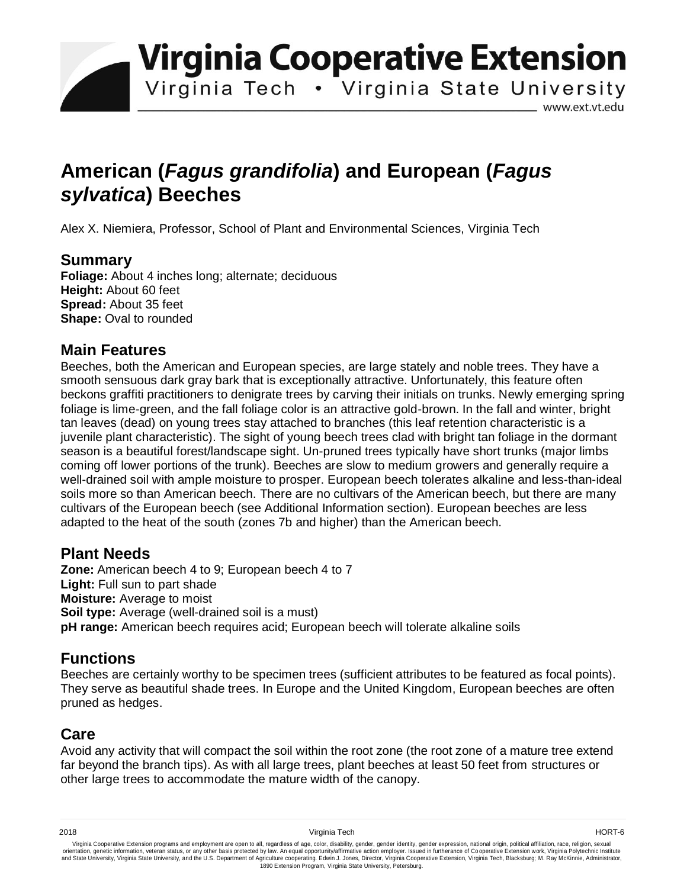# Virginia Cooperative Extension

Virginia Tech • Virginia State University

www.ext.vt.edu

# American (*Fagus grandifolia*) and European (*Fagus sylvatica*) Beeches

Alex X. Niemiera, Professor, School of Plant and Environmental Sciences, Virginia Tech

## Summary

**Foliage:** About 4 inches long; alternate; deciduous
**Height:** About 60 feet
**Spread:** About 35 feet
**Shape:** Oval to rounded

## Main Features

Beeches, both the American and European species, are large stately and noble trees. They have a smooth sensuous dark gray bark that is exceptionally attractive. Unfortunately, this feature often beckons graffiti practitioners to denigrate trees by carving their initials on trunks. Newly emerging spring foliage is lime-green, and the fall foliage color is an attractive gold-brown. In the fall and winter, bright tan leaves (dead) on young trees stay attached to branches (this leaf retention characteristic is a juvenile plant characteristic). The sight of young beech trees clad with bright tan foliage in the dormant season is a beautiful forest/landscape sight. Un-pruned trees typically have short trunks (major limbs coming off lower portions of the trunk). Beeches are slow to medium growers and generally require a well-drained soil with ample moisture to prosper. European beech tolerates alkaline and less-than-ideal soils more so than American beech. There are no cultivars of the American beech, but there are many cultivars of the European beech (see Additional Information section). European beeches are less adapted to the heat of the south (zones 7b and higher) than the American beech.

## Plant Needs

**Zone:** American beech 4 to 9; European beech 4 to 7
**Light:** Full sun to part shade
**Moisture:** Average to moist
**Soil type:** Average (well-drained soil is a must)
**pH range:** American beech requires acid; European beech will tolerate alkaline soils

## Functions

Beeches are certainly worthy to be specimen trees (sufficient attributes to be featured as focal points). They serve as beautiful shade trees. In Europe and the United Kingdom, European beeches are often pruned as hedges.

## Care

Avoid any activity that will compact the soil within the root zone (the root zone of a mature tree extend far beyond the branch tips). As with all large trees, plant beeches at least 50 feet from structures or other large trees to accommodate the mature width of the canopy.

2018 Virginia Tech HORT-6

Virginia Cooperative Extension programs and employment are open to all, regardless of age, color, disability, gender, gender identity, gender expression, national origin, political affiliation, race, religion, sexual orientation, genetic information, veteran status, or any other basis protected by law. An equal opportunity/affirmative action employer. Issued in furtherance of Cooperative Extension work, Virginia Polytechnic Institute and State University, Virginia State University, and the U.S. Department of Agriculture cooperating. Edwin J. Jones, Director, Virginia Cooperative Extension, Virginia Tech, Blacksburg; M. Ray McKinnie, Administrator, 1890 Extension Program, Virginia State University, Petersburg.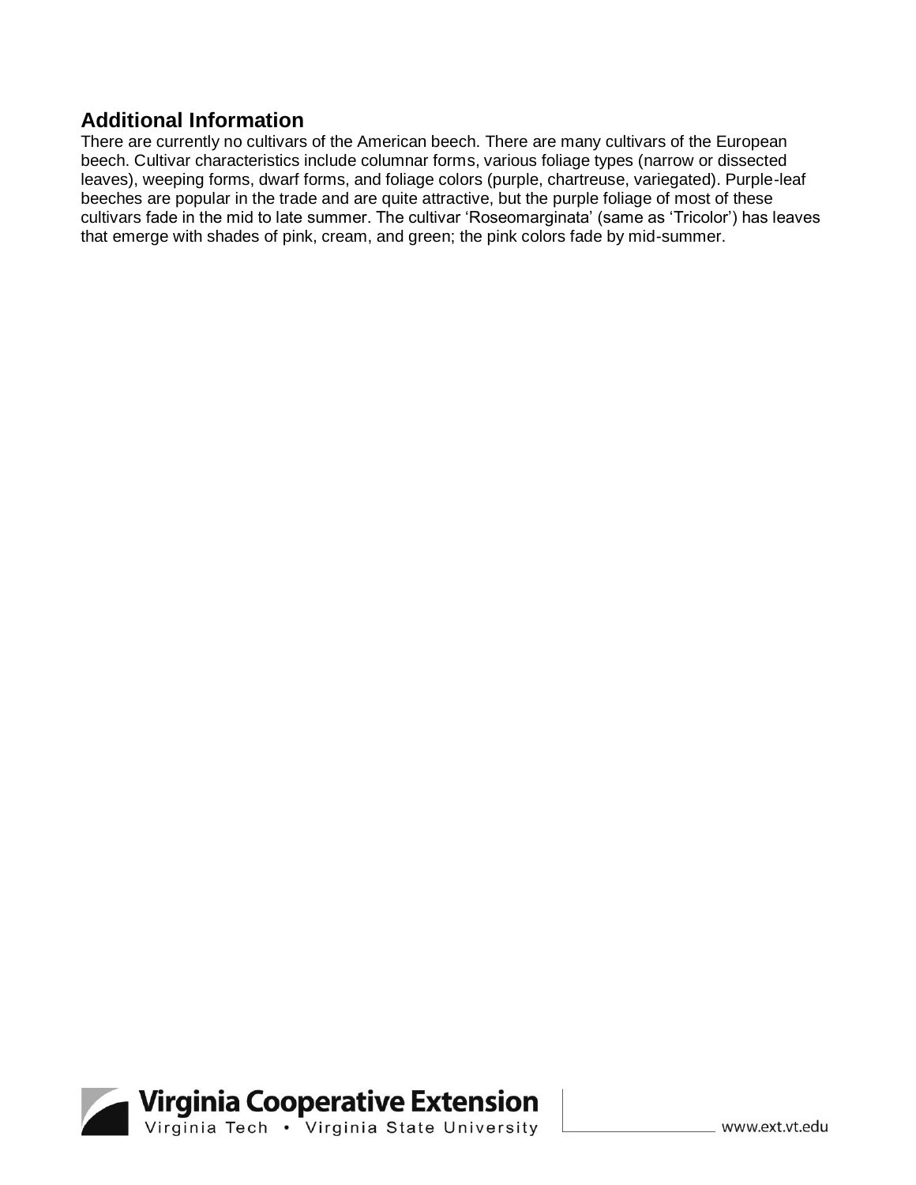## Additional Information

There are currently no cultivars of the American beech. There are many cultivars of the European beech. Cultivar characteristics include columnar forms, various foliage types (narrow or dissected leaves), weeping forms, dwarf forms, and foliage colors (purple, chartreuse, variegated). Purple-leaf beeches are popular in the trade and are quite attractive, but the purple foliage of most of these cultivars fade in the mid to late summer. The cultivar 'Roseomarginata' (same as 'Tricolor') has leaves that emerge with shades of pink, cream, and green; the pink colors fade by mid-summer.

Virginia Cooperative Extension
Virginia Tech • Virginia State University

www.ext.vt.edu